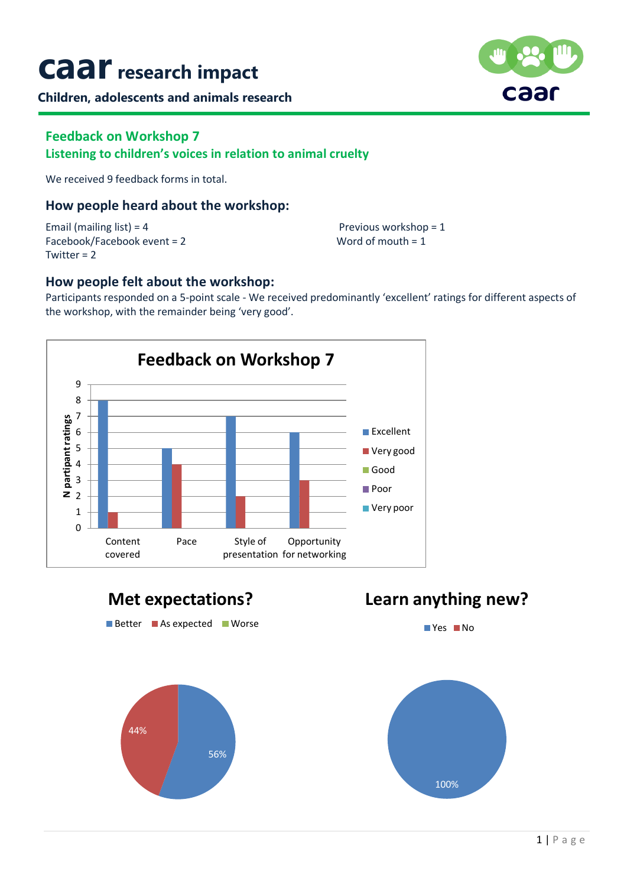# caar research impact

**Children, adolescents and animals research**

## Feedback on Workshop 7

### Listening to children's voices in relation to animal cruelty

We received 9 feedback forms in total.

### How people heard about the workshop:

Email (mailing list) = 4
Facebook/Facebook event = 2
Twitter = 2
Previous workshop = 1
Word of mouth = 1

### How people felt about the workshop:

Participants responded on a 5-point scale - We received predominantly 'excellent' ratings for different aspects of the workshop, with the remainder being 'very good'.

**Feedback on Workshop 7**

| N partipant ratings | Excellent | Very good | Good | Poor | Very poor |
|---|---|---|---|---|---|
| Content covered | 8 | 1 | | | |
| Pace | 5 | 4 | | | |
| Style of presentation | 7 | 2 | | | |
| Opportunity for networking | 6 | 3 | | | |

**Met expectations?**

| Better | As expected | Worse |
|---|---|---|
| 56% | 44% | |

**Learn anything new?**

| Yes | No |
|---|---|
| 100% | |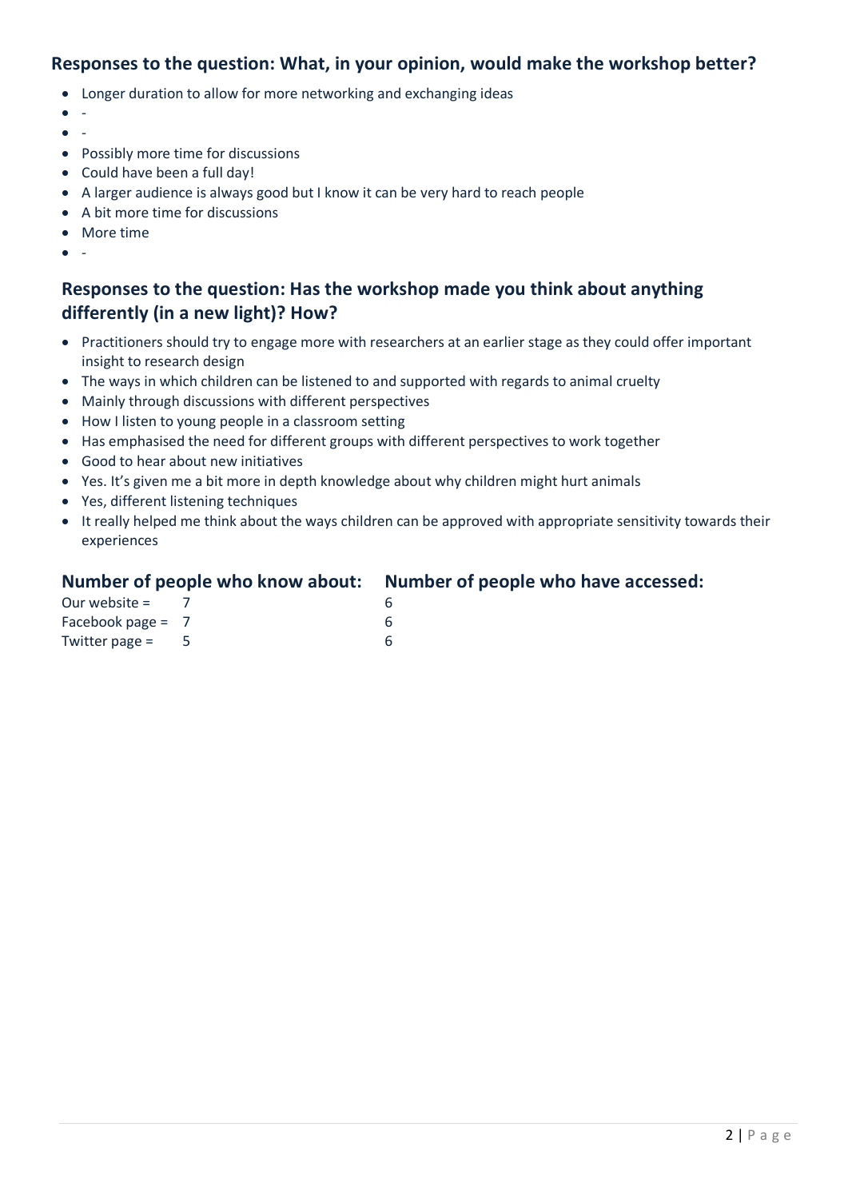## Responses to the question: What, in your opinion, would make the workshop better?

- Longer duration to allow for more networking and exchanging ideas
- -
- -
- Possibly more time for discussions
- Could have been a full day!
- A larger audience is always good but I know it can be very hard to reach people
- A bit more time for discussions
- More time
- -

## Responses to the question: Has the workshop made you think about anything differently (in a new light)? How?

- Practitioners should try to engage more with researchers at an earlier stage as they could offer important insight to research design
- The ways in which children can be listened to and supported with regards to animal cruelty
- Mainly through discussions with different perspectives
- How I listen to young people in a classroom setting
- Has emphasised the need for different groups with different perspectives to work together
- Good to hear about new initiatives
- Yes. It's given me a bit more in depth knowledge about why children might hurt animals
- Yes, different listening techniques
- It really helped me think about the ways children can be approved with appropriate sensitivity towards their experiences

| | **Number of people who know about:** | **Number of people who have accessed:** |
|---|---|---|
| Our website = | 7 | 6 |
| Facebook page = | 7 | 6 |
| Twitter page = | 5 | 6 |